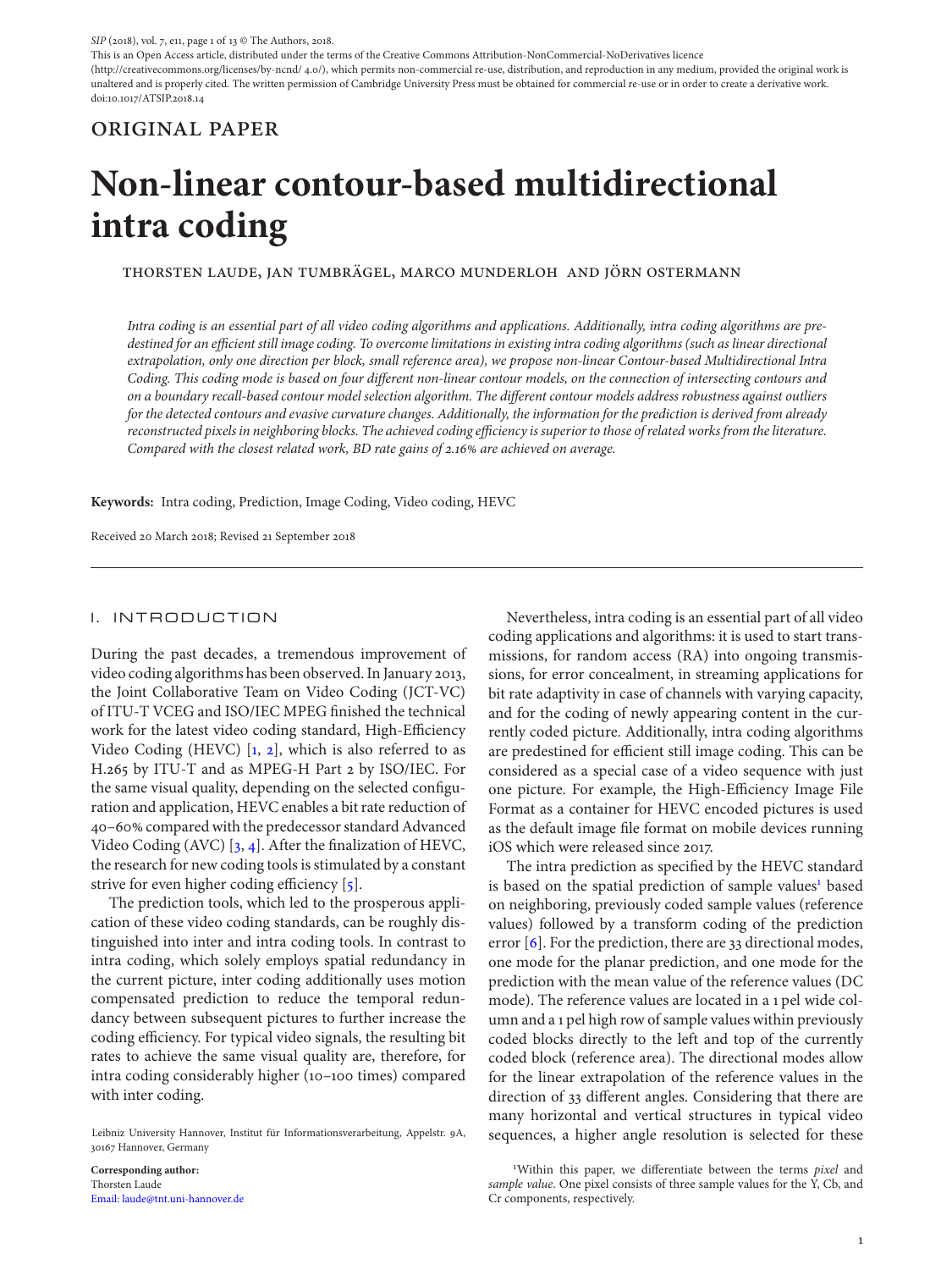This is an Open Access article, distributed under the terms of the Creative Commons Attribution-NonCommercial-NoDerivatives licence (http://creativecommons.org/licenses/by-ncnd/ 4.0/), which permits non-commercial re-use, distribution, and reproduction in any medium, provided the original work is unaltered and is properly cited. The written permission of Cambridge University Press must be obtained for commercial re-use or in order to create a derivative work. doi:10.1017/ATSIP.2018.14

ORIGINAL PAPER

# Non-linear contour-based multidirectional intra coding

THORSTEN LAUDE, JAN TUMBRÄGEL, MARCO MUNDERLOH AND JÖRN OSTERMANN

*Intra coding is an essential part of all video coding algorithms and applications. Additionally, intra coding algorithms are predestined for an efficient still image coding. To overcome limitations in existing intra coding algorithms (such as linear directional extrapolation, only one direction per block, small reference area), we propose non-linear Contour-based Multidirectional Intra Coding. This coding mode is based on four different non-linear contour models, on the connection of intersecting contours and on a boundary recall-based contour model selection algorithm. The different contour models address robustness against outliers for the detected contours and evasive curvature changes. Additionally, the information for the prediction is derived from already reconstructed pixels in neighboring blocks. The achieved coding efficiency is superior to those of related works from the literature. Compared with the closest related work, BD rate gains of 2.16% are achieved on average.*

**Keywords:** Intra coding, Prediction, Image Coding, Video coding, HEVC

Received 20 March 2018; Revised 21 September 2018

## I. INTRODUCTION

During the past decades, a tremendous improvement of video coding algorithms has been observed. In January 2013, the Joint Collaborative Team on Video Coding (JCT-VC) of ITU-T VCEG and ISO/IEC MPEG finished the technical work for the latest video coding standard, High-Efficiency Video Coding (HEVC) [1, 2], which is also referred to as H.265 by ITU-T and as MPEG-H Part 2 by ISO/IEC. For the same visual quality, depending on the selected configuration and application, HEVC enables a bit rate reduction of 40–60% compared with the predecessor standard Advanced Video Coding (AVC) [3, 4]. After the finalization of HEVC, the research for new coding tools is stimulated by a constant strive for even higher coding efficiency [5].

The prediction tools, which led to the prosperous application of these video coding standards, can be roughly distinguished into inter and intra coding tools. In contrast to intra coding, which solely employs spatial redundancy in the current picture, inter coding additionally uses motion compensated prediction to reduce the temporal redundancy between subsequent pictures to further increase the coding efficiency. For typical video signals, the resulting bit rates to achieve the same visual quality are, therefore, for intra coding considerably higher (10–100 times) compared with inter coding.

Nevertheless, intra coding is an essential part of all video coding applications and algorithms: it is used to start transmissions, for random access (RA) into ongoing transmissions, for error concealment, in streaming applications for bit rate adaptivity in case of channels with varying capacity, and for the coding of newly appearing content in the currently coded picture. Additionally, intra coding algorithms are predestined for efficient still image coding. This can be considered as a special case of a video sequence with just one picture. For example, the High-Efficiency Image File Format as a container for HEVC encoded pictures is used as the default image file format on mobile devices running iOS which were released since 2017.

The intra prediction as specified by the HEVC standard is based on the spatial prediction of sample values[1] based on neighboring, previously coded sample values (reference values) followed by a transform coding of the prediction error [6]. For the prediction, there are 33 directional modes, one mode for the planar prediction, and one mode for the prediction with the mean value of the reference values (DC mode). The reference values are located in a 1 pel wide column and a 1 pel high row of sample values within previously coded blocks directly to the left and top of the currently coded block (reference area). The directional modes allow for the linear extrapolation of the reference values in the direction of 33 different angles. Considering that there are many horizontal and vertical structures in typical video sequences, a higher angle resolution is selected for these

Leibniz University Hannover, Institut für Informationsverarbeitung, Appelstr. 9A, 30167 Hannover, Germany

**Corresponding author:**
Thorsten Laude
Email: laude@tnt.uni-hannover.de

[1] Within this paper, we differentiate between the terms *pixel* and *sample value*. One pixel consists of three sample values for the Y, Cb, and Cr components, respectively.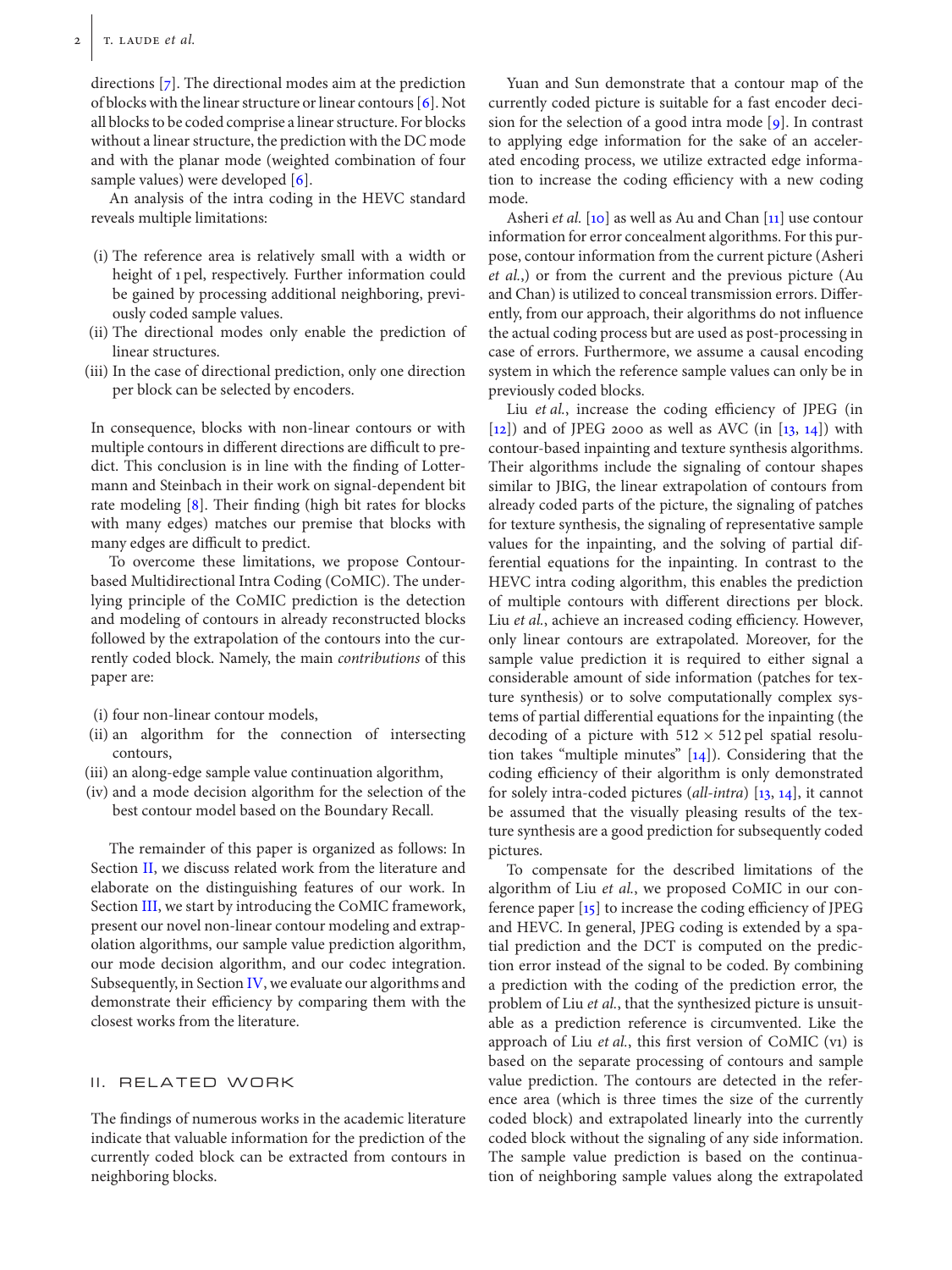directions [7]. The directional modes aim at the prediction of blocks with the linear structure or linear contours [6]. Not all blocks to be coded comprise a linear structure. For blocks without a linear structure, the prediction with the DC mode and with the planar mode (weighted combination of four sample values) were developed [6].

An analysis of the intra coding in the HEVC standard reveals multiple limitations:

(i) The reference area is relatively small with a width or height of 1 pel, respectively. Further information could be gained by processing additional neighboring, previously coded sample values.
(ii) The directional modes only enable the prediction of linear structures.
(iii) In the case of directional prediction, only one direction per block can be selected by encoders.

In consequence, blocks with non-linear contours or with multiple contours in different directions are difficult to predict. This conclusion is in line with the finding of Lottermann and Steinbach in their work on signal-dependent bit rate modeling [8]. Their finding (high bit rates for blocks with many edges) matches our premise that blocks with many edges are difficult to predict.

To overcome these limitations, we propose Contour-based Multidirectional Intra Coding (CoMIC). The underlying principle of the CoMIC prediction is the detection and modeling of contours in already reconstructed blocks followed by the extrapolation of the contours into the currently coded block. Namely, the main *contributions* of this paper are:

(i) four non-linear contour models,
(ii) an algorithm for the connection of intersecting contours,
(iii) an along-edge sample value continuation algorithm,
(iv) and a mode decision algorithm for the selection of the best contour model based on the Boundary Recall.

The remainder of this paper is organized as follows: In Section II, we discuss related work from the literature and elaborate on the distinguishing features of our work. In Section III, we start by introducing the CoMIC framework, present our novel non-linear contour modeling and extrapolation algorithms, our sample value prediction algorithm, our mode decision algorithm, and our codec integration. Subsequently, in Section IV, we evaluate our algorithms and demonstrate their efficiency by comparing them with the closest works from the literature.

## II. RELATED WORK

The findings of numerous works in the academic literature indicate that valuable information for the prediction of the currently coded block can be extracted from contours in neighboring blocks.

Yuan and Sun demonstrate that a contour map of the currently coded picture is suitable for a fast encoder decision for the selection of a good intra mode [9]. In contrast to applying edge information for the sake of an accelerated encoding process, we utilize extracted edge information to increase the coding efficiency with a new coding mode.

Asheri *et al.* [10] as well as Au and Chan [11] use contour information for error concealment algorithms. For this purpose, contour information from the current picture (Asheri *et al.*,) or from the current and the previous picture (Au and Chan) is utilized to conceal transmission errors. Differently, from our approach, their algorithms do not influence the actual coding process but are used as post-processing in case of errors. Furthermore, we assume a causal encoding system in which the reference sample values can only be in previously coded blocks.

Liu *et al.*, increase the coding efficiency of JPEG (in [12]) and of JPEG 2000 as well as AVC (in [13, 14]) with contour-based inpainting and texture synthesis algorithms. Their algorithms include the signaling of contour shapes similar to JBIG, the linear extrapolation of contours from already coded parts of the picture, the signaling of patches for texture synthesis, the signaling of representative sample values for the inpainting, and the solving of partial differential equations for the inpainting. In contrast to the HEVC intra coding algorithm, this enables the prediction of multiple contours with different directions per block. Liu *et al.*, achieve an increased coding efficiency. However, only linear contours are extrapolated. Moreover, for the sample value prediction it is required to either signal a considerable amount of side information (patches for texture synthesis) or to solve computationally complex systems of partial differential equations for the inpainting (the decoding of a picture with $512 \times 512$ pel spatial resolution takes "multiple minutes" [14]). Considering that the coding efficiency of their algorithm is only demonstrated for solely intra-coded pictures (*all-intra*) [13, 14], it cannot be assumed that the visually pleasing results of the texture synthesis are a good prediction for subsequently coded pictures.

To compensate for the described limitations of the algorithm of Liu *et al.*, we proposed CoMIC in our conference paper [15] to increase the coding efficiency of JPEG and HEVC. In general, JPEG coding is extended by a spatial prediction and the DCT is computed on the prediction error instead of the signal to be coded. By combining a prediction with the coding of the prediction error, the problem of Liu *et al.*, that the synthesized picture is unsuitable as a prediction reference is circumvented. Like the approach of Liu *et al.*, this first version of CoMIC (v1) is based on the separate processing of contours and sample value prediction. The contours are detected in the reference area (which is three times the size of the currently coded block) and extrapolated linearly into the currently coded block without the signaling of any side information. The sample value prediction is based on the continuation of neighboring sample values along the extrapolated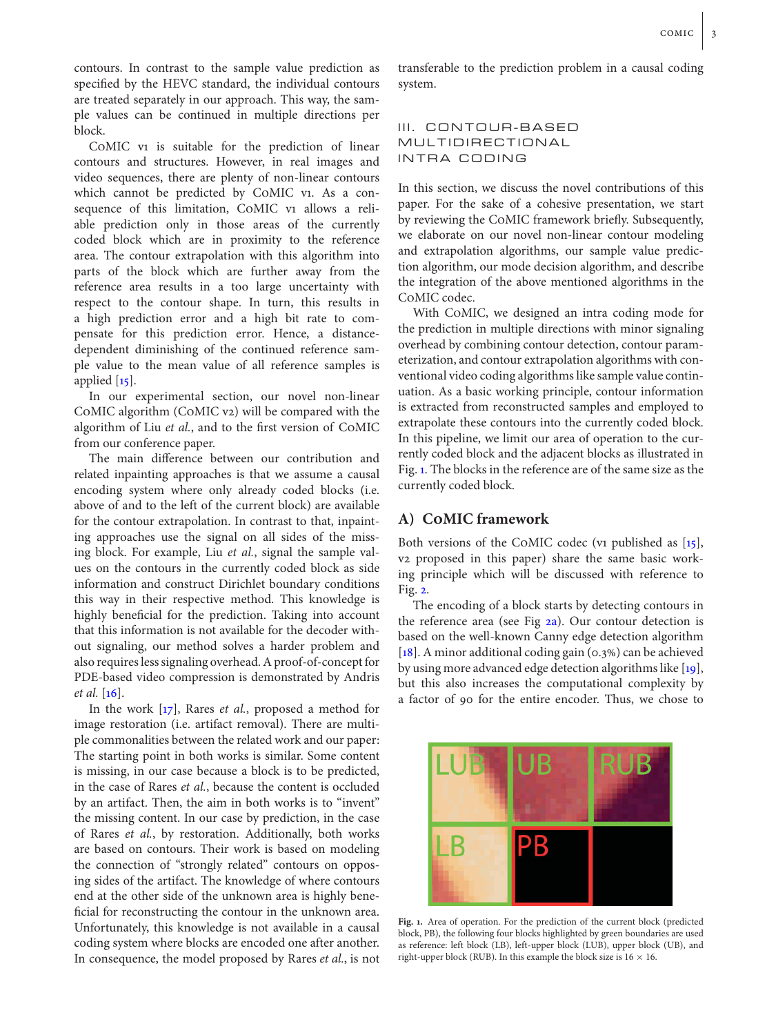contours. In contrast to the sample value prediction as specified by the HEVC standard, the individual contours are treated separately in our approach. This way, the sample values can be continued in multiple directions per block.

CoMIC v1 is suitable for the prediction of linear contours and structures. However, in real images and video sequences, there are plenty of non-linear contours which cannot be predicted by CoMIC v1. As a consequence of this limitation, CoMIC v1 allows a reliable prediction only in those areas of the currently coded block which are in proximity to the reference area. The contour extrapolation with this algorithm into parts of the block which are further away from the reference area results in a too large uncertainty with respect to the contour shape. In turn, this results in a high prediction error and a high bit rate to compensate for this prediction error. Hence, a distance-dependent diminishing of the continued reference sample value to the mean value of all reference samples is applied [15].

In our experimental section, our novel non-linear CoMIC algorithm (CoMIC v2) will be compared with the algorithm of Liu *et al.*, and to the first version of CoMIC from our conference paper.

The main difference between our contribution and related inpainting approaches is that we assume a causal encoding system where only already coded blocks (i.e. above of and to the left of the current block) are available for the contour extrapolation. In contrast to that, inpainting approaches use the signal on all sides of the missing block. For example, Liu *et al.*, signal the sample values on the contours in the currently coded block as side information and construct Dirichlet boundary conditions this way in their respective method. This knowledge is highly beneficial for the prediction. Taking into account that this information is not available for the decoder without signaling, our method solves a harder problem and also requires less signaling overhead. A proof-of-concept for PDE-based video compression is demonstrated by Andris *et al.* [16].

In the work [17], Rares *et al.*, proposed a method for image restoration (i.e. artifact removal). There are multiple commonalities between the related work and our paper: The starting point in both works is similar. Some content is missing, in our case because a block is to be predicted, in the case of Rares *et al.*, because the content is occluded by an artifact. Then, the aim in both works is to "invent" the missing content. In our case by prediction, in the case of Rares *et al.*, by restoration. Additionally, both works are based on contours. Their work is based on modeling the connection of "strongly related" contours on opposing sides of the artifact. The knowledge of where contours end at the other side of the unknown area is highly beneficial for reconstructing the contour in the unknown area. Unfortunately, this knowledge is not available in a causal coding system where blocks are encoded one after another. In consequence, the model proposed by Rares *et al.*, is not transferable to the prediction problem in a causal coding system.

## III. CONTOUR-BASED MULTIDIRECTIONAL INTRA CODING

In this section, we discuss the novel contributions of this paper. For the sake of a cohesive presentation, we start by reviewing the CoMIC framework briefly. Subsequently, we elaborate on our novel non-linear contour modeling and extrapolation algorithms, our sample value prediction algorithm, our mode decision algorithm, and describe the integration of the above mentioned algorithms in the CoMIC codec.

With CoMIC, we designed an intra coding mode for the prediction in multiple directions with minor signaling overhead by combining contour detection, contour parameterization, and contour extrapolation algorithms with conventional video coding algorithms like sample value continuation. As a basic working principle, contour information is extracted from reconstructed samples and employed to extrapolate these contours into the currently coded block. In this pipeline, we limit our area of operation to the currently coded block and the adjacent blocks as illustrated in Fig. 1. The blocks in the reference are of the same size as the currently coded block.

### A) CoMIC framework

Both versions of the CoMIC codec (v1 published as [15], v2 proposed in this paper) share the same basic working principle which will be discussed with reference to Fig. 2.

The encoding of a block starts by detecting contours in the reference area (see Fig 2a). Our contour detection is based on the well-known Canny edge detection algorithm [18]. A minor additional coding gain (0.3%) can be achieved by using more advanced edge detection algorithms like [19], but this also increases the computational complexity by a factor of 90 for the entire encoder. Thus, we chose to

**Fig. 1.** Area of operation. For the prediction of the current block (predicted block, PB), the following four blocks highlighted by green boundaries are used as reference: left block (LB), left-upper block (LUB), upper block (UB), and right-upper block (RUB). In this example the block size is 16 × 16.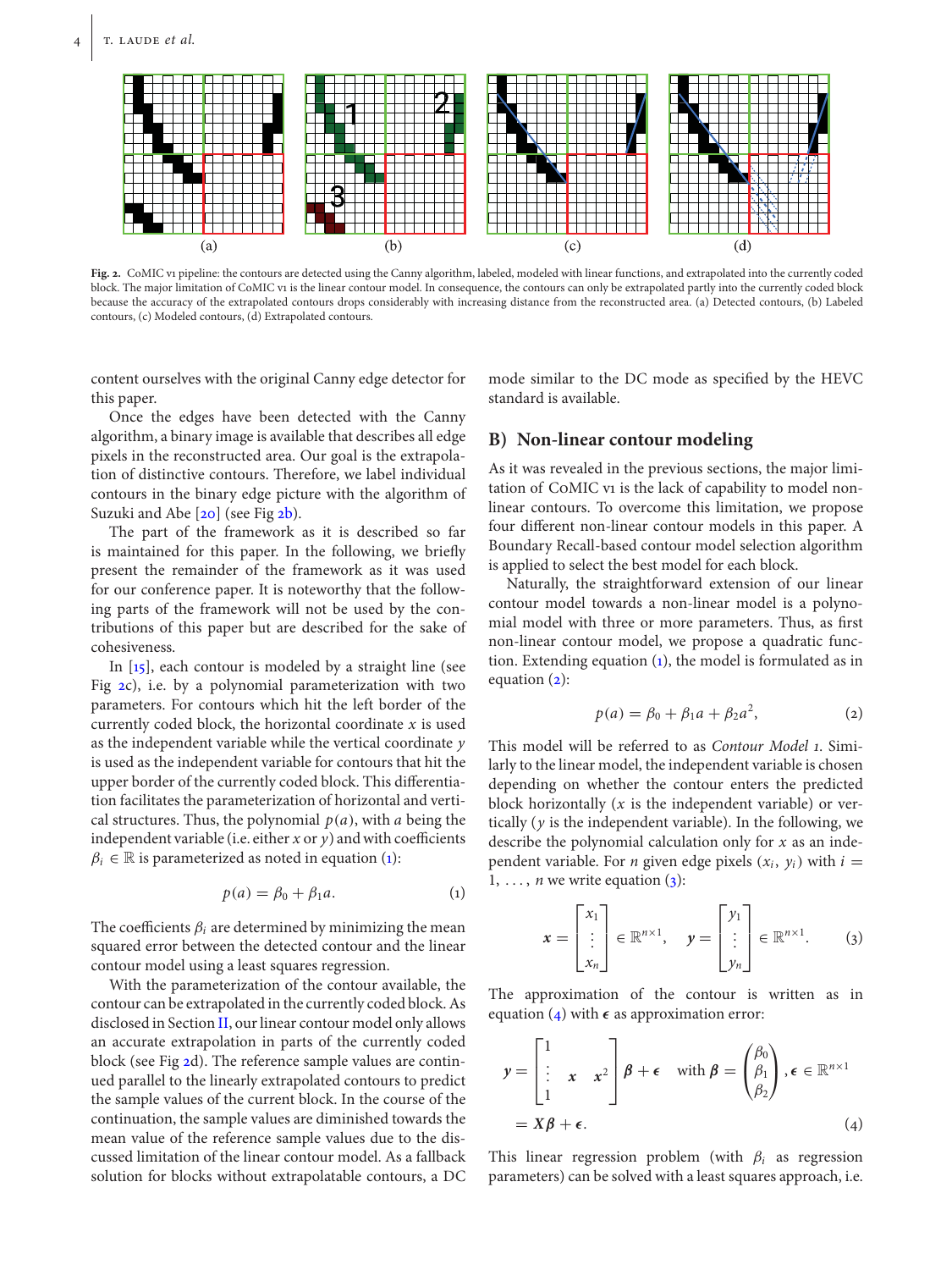(a) (b) (c) (d)

**Fig. 2.** CoMIC v1 pipeline: the contours are detected using the Canny algorithm, labeled, modeled with linear functions, and extrapolated into the currently coded block. The major limitation of CoMIC v1 is the linear contour model. In consequence, the contours can only be extrapolated partly into the currently coded block because the accuracy of the extrapolated contours drops considerably with increasing distance from the reconstructed area. (a) Detected contours, (b) Labeled contours, (c) Modeled contours, (d) Extrapolated contours.

content ourselves with the original Canny edge detector for this paper.

Once the edges have been detected with the Canny algorithm, a binary image is available that describes all edge pixels in the reconstructed area. Our goal is the extrapolation of distinctive contours. Therefore, we label individual contours in the binary edge picture with the algorithm of Suzuki and Abe [20] (see Fig 2b).

The part of the framework as it is described so far is maintained for this paper. In the following, we briefly present the remainder of the framework as it was used for our conference paper. It is noteworthy that the following parts of the framework will not be used by the contributions of this paper but are described for the sake of cohesiveness.

In [15], each contour is modeled by a straight line (see Fig 2c), i.e. by a polynomial parameterization with two parameters. For contours which hit the left border of the currently coded block, the horizontal coordinate $x$ is used as the independent variable while the vertical coordinate $y$ is used as the independent variable for contours that hit the upper border of the currently coded block. This differentiation facilitates the parameterization of horizontal and vertical structures. Thus, the polynomial $p(a)$, with $a$ being the independent variable (i.e. either $x$ or $y$) and with coefficients $\beta_i \in \mathbb{R}$ is parameterized as noted in equation (1):

$$p(a) = \beta_0 + \beta_1 a. \tag{1}$$

The coefficients $\beta_i$ are determined by minimizing the mean squared error between the detected contour and the linear contour model using a least squares regression.

With the parameterization of the contour available, the contour can be extrapolated in the currently coded block. As disclosed in Section II, our linear contour model only allows an accurate extrapolation in parts of the currently coded block (see Fig 2d). The reference sample values are continued parallel to the linearly extrapolated contours to predict the sample values of the current block. In the course of the continuation, the sample values are diminished towards the mean value of the reference sample values due to the discussed limitation of the linear contour model. As a fallback solution for blocks without extrapolatable contours, a DC mode similar to the DC mode as specified by the HEVC standard is available.

## B) Non-linear contour modeling

As it was revealed in the previous sections, the major limitation of CoMIC v1 is the lack of capability to model non-linear contours. To overcome this limitation, we propose four different non-linear contour models in this paper. A Boundary Recall-based contour model selection algorithm is applied to select the best model for each block.

Naturally, the straightforward extension of our linear contour model towards a non-linear model is a polynomial model with three or more parameters. Thus, as first non-linear contour model, we propose a quadratic function. Extending equation (1), the model is formulated as in equation (2):

$$p(a) = \beta_0 + \beta_1 a + \beta_2 a^2, \tag{2}$$

This model will be referred to as *Contour Model 1*. Similarly to the linear model, the independent variable is chosen depending on whether the contour enters the predicted block horizontally ($x$ is the independent variable) or vertically ($y$ is the independent variable). In the following, we describe the polynomial calculation only for $x$ as an independent variable. For $n$ given edge pixels $(x_i, y_i)$ with $i = 1, \ldots, n$ we write equation (3):

$$\boldsymbol{x} = \begin{bmatrix} x_1 \\ \vdots \\ x_n \end{bmatrix} \in \mathbb{R}^{n\times 1}, \quad \boldsymbol{y} = \begin{bmatrix} y_1 \\ \vdots \\ y_n \end{bmatrix} \in \mathbb{R}^{n\times 1}. \tag{3}$$

The approximation of the contour is written as in equation (4) with $\boldsymbol{\epsilon}$ as approximation error:

$$\begin{aligned} \boldsymbol{y} &= \begin{bmatrix} 1 & & \\ \vdots & \boldsymbol{x} & \boldsymbol{x}^2 \\ 1 & & \end{bmatrix} \boldsymbol{\beta} + \boldsymbol{\epsilon} \quad \text{with } \boldsymbol{\beta} = \begin{pmatrix} \beta_0 \\ \beta_1 \\ \beta_2 \end{pmatrix}, \boldsymbol{\epsilon} \in \mathbb{R}^{n\times 1} \\ &= \boldsymbol{X}\boldsymbol{\beta} + \boldsymbol{\epsilon}. \end{aligned} \tag{4}$$

This linear regression problem (with $\beta_i$ as regression parameters) can be solved with a least squares approach, i.e.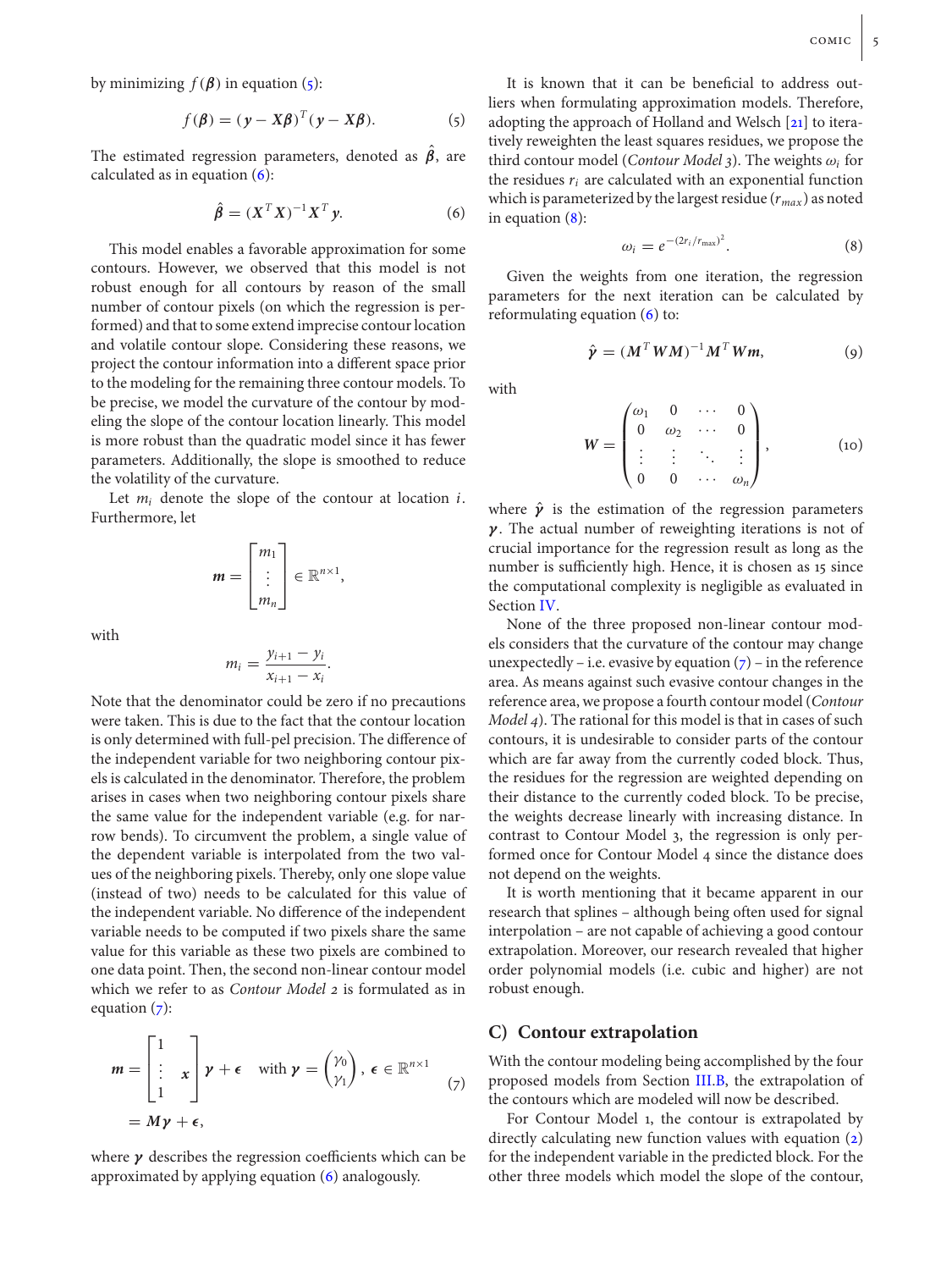by minimizing $f(\boldsymbol{\beta})$ in equation (5):

$$f(\boldsymbol{\beta}) = (\boldsymbol{y} - \boldsymbol{X}\boldsymbol{\beta})^T(\boldsymbol{y} - \boldsymbol{X}\boldsymbol{\beta}). \tag{5}$$

The estimated regression parameters, denoted as $\hat{\boldsymbol{\beta}}$, are calculated as in equation (6):

$$\hat{\boldsymbol{\beta}} = (\boldsymbol{X}^T\boldsymbol{X})^{-1}\boldsymbol{X}^T\boldsymbol{y}. \tag{6}$$

This model enables a favorable approximation for some contours. However, we observed that this model is not robust enough for all contours by reason of the small number of contour pixels (on which the regression is performed) and that to some extend imprecise contour location and volatile contour slope. Considering these reasons, we project the contour information into a different space prior to the modeling for the remaining three contour models. To be precise, we model the curvature of the contour by modeling the slope of the contour location linearly. This model is more robust than the quadratic model since it has fewer parameters. Additionally, the slope is smoothed to reduce the volatility of the curvature.

Let $m_i$ denote the slope of the contour at location $i$. Furthermore, let

$$\boldsymbol{m} = \begin{bmatrix} m_1 \\ \vdots \\ m_n \end{bmatrix} \in \mathbb{R}^{n\times 1},$$

with

$$m_i = \frac{y_{i+1} - y_i}{x_{i+1} - x_i}.$$

Note that the denominator could be zero if no precautions were taken. This is due to the fact that the contour location is only determined with full-pel precision. The difference of the independent variable for two neighboring contour pixels is calculated in the denominator. Therefore, the problem arises in cases when two neighboring contour pixels share the same value for the independent variable (e.g. for narrow bends). To circumvent the problem, a single value of the dependent variable is interpolated from the two values of the neighboring pixels. Thereby, only one slope value (instead of two) needs to be calculated for this value of the independent variable. No difference of the independent variable needs to be computed if two pixels share the same value for this variable as these two pixels are combined to one data point. Then, the second non-linear contour model which we refer to as *Contour Model 2* is formulated as in equation (7):

$$\begin{aligned} \boldsymbol{m} &= \begin{bmatrix} 1 & \\ \vdots & \boldsymbol{x} \\ 1 & \end{bmatrix} \boldsymbol{\gamma} + \boldsymbol{\epsilon} \quad \text{with } \boldsymbol{\gamma} = \begin{pmatrix} \gamma_0 \\ \gamma_1 \end{pmatrix},\ \boldsymbol{\epsilon} \in \mathbb{R}^{n\times 1} \\ &= \boldsymbol{M}\boldsymbol{\gamma} + \boldsymbol{\epsilon}, \end{aligned} \tag{7}$$

where $\boldsymbol{\gamma}$ describes the regression coefficients which can be approximated by applying equation (6) analogously.

It is known that it can be beneficial to address outliers when formulating approximation models. Therefore, adopting the approach of Holland and Welsch [21] to iteratively reweighten the least squares residues, we propose the third contour model (*Contour Model 3*). The weights $\omega_i$ for the residues $r_i$ are calculated with an exponential function which is parameterized by the largest residue ($r_{max}$) as noted in equation (8):

$$\omega_i = e^{-(2r_i/r_{\max})^2}. \tag{8}$$

Given the weights from one iteration, the regression parameters for the next iteration can be calculated by reformulating equation (6) to:

$$\hat{\boldsymbol{\gamma}} = (\boldsymbol{M}^T\boldsymbol{W}\boldsymbol{M})^{-1}\boldsymbol{M}^T\boldsymbol{W}\boldsymbol{m}, \tag{9}$$

with

$$\boldsymbol{W} = \begin{pmatrix} \omega_1 & 0 & \cdots & 0 \\ 0 & \omega_2 & \cdots & 0 \\ \vdots & \vdots & \ddots & \vdots \\ 0 & 0 & \cdots & \omega_n \end{pmatrix}, \tag{10}$$

where $\hat{\boldsymbol{\gamma}}$ is the estimation of the regression parameters $\boldsymbol{\gamma}$. The actual number of reweighting iterations is not of crucial importance for the regression result as long as the number is sufficiently high. Hence, it is chosen as 15 since the computational complexity is negligible as evaluated in Section IV.

None of the three proposed non-linear contour models considers that the curvature of the contour may change unexpectedly – i.e. evasive by equation (7) – in the reference area. As means against such evasive contour changes in the reference area, we propose a fourth contour model (*Contour Model 4*). The rational for this model is that in cases of such contours, it is undesirable to consider parts of the contour which are far away from the currently coded block. Thus, the residues for the regression are weighted depending on their distance to the currently coded block. To be precise, the weights decrease linearly with increasing distance. In contrast to Contour Model 3, the regression is only performed once for Contour Model 4 since the distance does not depend on the weights.

It is worth mentioning that it became apparent in our research that splines – although being often used for signal interpolation – are not capable of achieving a good contour extrapolation. Moreover, our research revealed that higher order polynomial models (i.e. cubic and higher) are not robust enough.

## C) Contour extrapolation

With the contour modeling being accomplished by the four proposed models from Section III.B, the extrapolation of the contours which are modeled will now be described.

For Contour Model 1, the contour is extrapolated by directly calculating new function values with equation (2) for the independent variable in the predicted block. For the other three models which model the slope of the contour,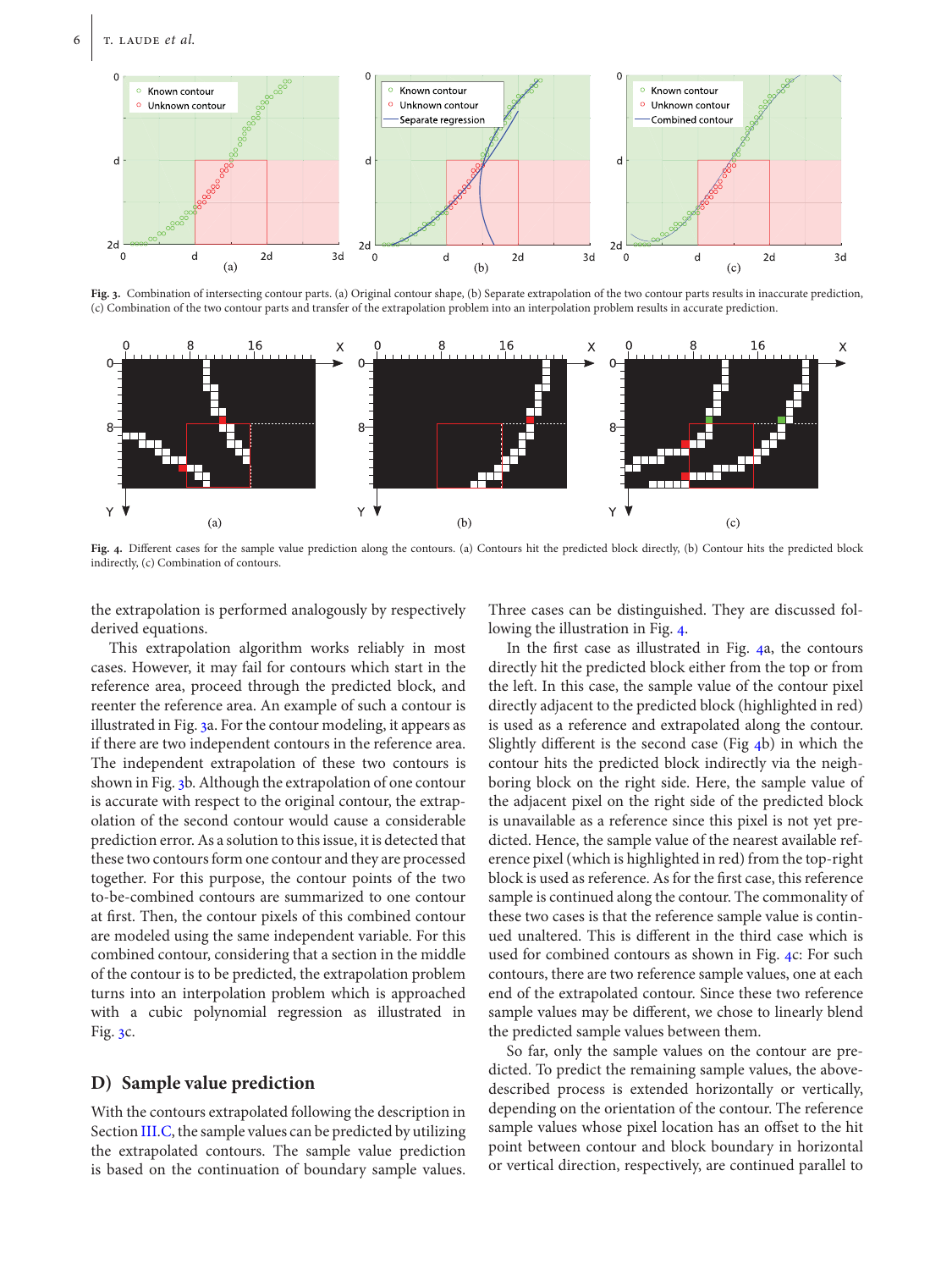Fig. 3. Combination of intersecting contour parts. (a) Original contour shape, (b) Separate extrapolation of the two contour parts results in inaccurate prediction, (c) Combination of the two contour parts and transfer of the extrapolation problem into an interpolation problem results in accurate prediction.

Fig. 4. Different cases for the sample value prediction along the contours. (a) Contours hit the predicted block directly, (b) Contour hits the predicted block indirectly, (c) Combination of contours.

the extrapolation is performed analogously by respectively derived equations.

This extrapolation algorithm works reliably in most cases. However, it may fail for contours which start in the reference area, proceed through the predicted block, and reenter the reference area. An example of such a contour is illustrated in Fig. 3a. For the contour modeling, it appears as if there are two independent contours in the reference area. The independent extrapolation of these two contours is shown in Fig. 3b. Although the extrapolation of one contour is accurate with respect to the original contour, the extrapolation of the second contour would cause a considerable prediction error. As a solution to this issue, it is detected that these two contours form one contour and they are processed together. For this purpose, the contour points of the two to-be-combined contours are summarized to one contour at first. Then, the contour pixels of this combined contour are modeled using the same independent variable. For this combined contour, considering that a section in the middle of the contour is to be predicted, the extrapolation problem turns into an interpolation problem which is approached with a cubic polynomial regression as illustrated in Fig. 3c.

## D) Sample value prediction

With the contours extrapolated following the description in Section III.C, the sample values can be predicted by utilizing the extrapolated contours. The sample value prediction is based on the continuation of boundary sample values. Three cases can be distinguished. They are discussed following the illustration in Fig. 4.

In the first case as illustrated in Fig. 4a, the contours directly hit the predicted block either from the top or from the left. In this case, the sample value of the contour pixel directly adjacent to the predicted block (highlighted in red) is used as a reference and extrapolated along the contour. Slightly different is the second case (Fig 4b) in which the contour hits the predicted block indirectly via the neighboring block on the right side. Here, the sample value of the adjacent pixel on the right side of the predicted block is unavailable as a reference since this pixel is not yet predicted. Hence, the sample value of the nearest available reference pixel (which is highlighted in red) from the top-right block is used as reference. As for the first case, this reference sample is continued along the contour. The commonality of these two cases is that the reference sample value is continued unaltered. This is different in the third case which is used for combined contours as shown in Fig. 4c: For such contours, there are two reference sample values, one at each end of the extrapolated contour. Since these two reference sample values may be different, we chose to linearly blend the predicted sample values between them.

So far, only the sample values on the contour are predicted. To predict the remaining sample values, the above-described process is extended horizontally or vertically, depending on the orientation of the contour. The reference sample values whose pixel location has an offset to the hit point between contour and block boundary in horizontal or vertical direction, respectively, are continued parallel to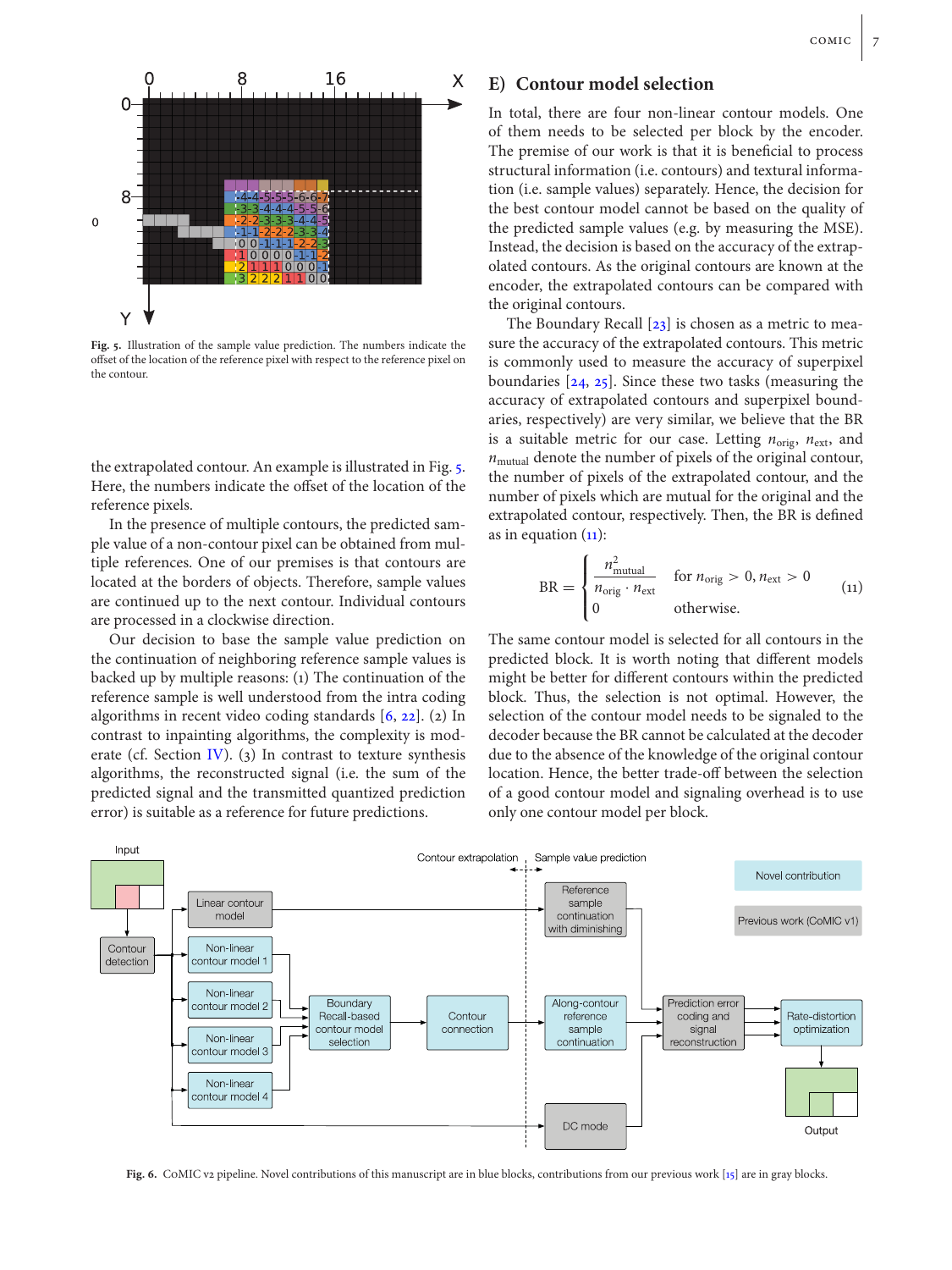Fig. 5. Illustration of the sample value prediction. The numbers indicate the offset of the location of the reference pixel with respect to the reference pixel on the contour.

the extrapolated contour. An example is illustrated in Fig. 5. Here, the numbers indicate the offset of the location of the reference pixels.

In the presence of multiple contours, the predicted sample value of a non-contour pixel can be obtained from multiple references. One of our premises is that contours are located at the borders of objects. Therefore, sample values are continued up to the next contour. Individual contours are processed in a clockwise direction.

Our decision to base the sample value prediction on the continuation of neighboring reference sample values is backed up by multiple reasons: (1) The continuation of the reference sample is well understood from the intra coding algorithms in recent video coding standards [6, 22]. (2) In contrast to inpainting algorithms, the complexity is moderate (cf. Section IV). (3) In contrast to texture synthesis algorithms, the reconstructed signal (i.e. the sum of the predicted signal and the transmitted quantized prediction error) is suitable as a reference for future predictions.

## E) Contour model selection

In total, there are four non-linear contour models. One of them needs to be selected per block by the encoder. The premise of our work is that it is beneficial to process structural information (i.e. contours) and textural information (i.e. sample values) separately. Hence, the decision for the best contour model cannot be based on the quality of the predicted sample values (e.g. by measuring the MSE). Instead, the decision is based on the accuracy of the extrapolated contours. As the original contours are known at the encoder, the extrapolated contours can be compared with the original contours.

The Boundary Recall [23] is chosen as a metric to measure the accuracy of the extrapolated contours. This metric is commonly used to measure the accuracy of superpixel boundaries [24, 25]. Since these two tasks (measuring the accuracy of extrapolated contours and superpixel boundaries, respectively) are very similar, we believe that the BR is a suitable metric for our case. Letting $n_{\text{orig}}$, $n_{\text{ext}}$, and $n_{\text{mutual}}$ denote the number of pixels of the original contour, the number of pixels of the extrapolated contour, and the number of pixels which are mutual for the original and the extrapolated contour, respectively. Then, the BR is defined as in equation (11):

$$\text{BR} = \begin{cases} \dfrac{n_{\text{mutual}}^2}{n_{\text{orig}} \cdot n_{\text{ext}}} & \text{for } n_{\text{orig}} > 0, n_{\text{ext}} > 0 \\ 0 & \text{otherwise.} \end{cases} \qquad (11)$$

The same contour model is selected for all contours in the predicted block. It is worth noting that different models might be better for different contours within the predicted block. Thus, the selection is not optimal. However, the selection of the contour model needs to be signaled to the decoder because the BR cannot be calculated at the decoder due to the absence of the knowledge of the original contour location. Hence, the better trade-off between the selection of a good contour model and signaling overhead is to use only one contour model per block.

Fig. 6. CoMIC v2 pipeline. Novel contributions of this manuscript are in blue blocks, contributions from our previous work [15] are in gray blocks.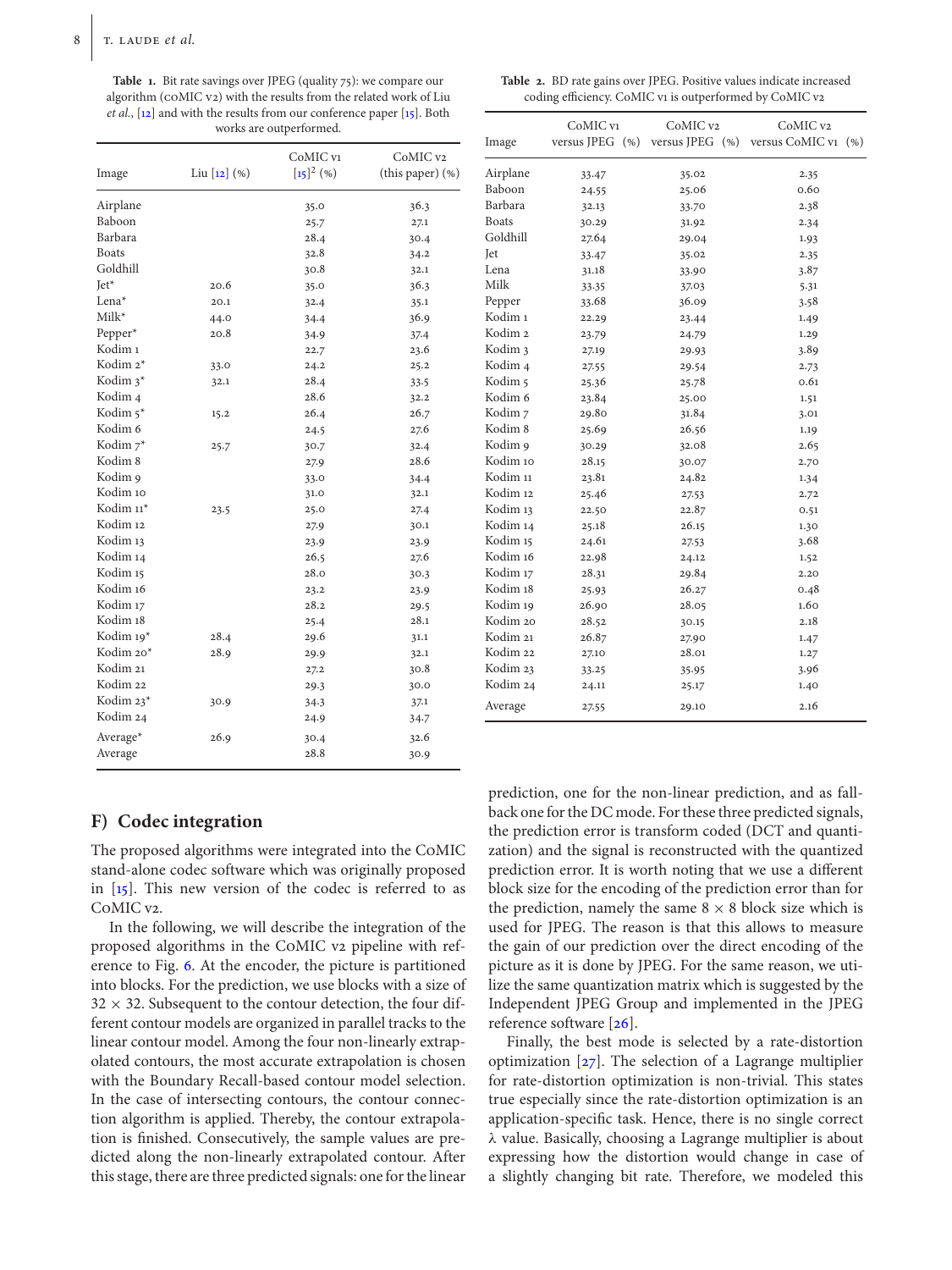**Table 1.** Bit rate savings over JPEG (quality 75): we compare our algorithm (CoMIC v2) with the results from the related work of Liu *et al.*, [12] and with the results from our conference paper [15]. Both works are outperformed.

| Image | Liu [12] (%) | CoMIC v1 [15][2] (%) | CoMIC v2 (this paper) (%) |
|---|---|---|---|
| Airplane | | 35.0 | 36.3 |
| Baboon | | 25.7 | 27.1 |
| Barbara | | 28.4 | 30.4 |
| Boats | | 32.8 | 34.2 |
| Goldhill | | 30.8 | 32.1 |
| Jet* | 20.6 | 35.0 | 36.3 |
| Lena* | 20.1 | 32.4 | 35.1 |
| Milk* | 44.0 | 34.4 | 36.9 |
| Pepper* | 20.8 | 34.9 | 37.4 |
| Kodim 1 | | 22.7 | 23.6 |
| Kodim 2* | 33.0 | 24.2 | 25.2 |
| Kodim 3* | 32.1 | 28.4 | 33.5 |
| Kodim 4 | | 28.6 | 32.2 |
| Kodim 5* | 15.2 | 26.4 | 26.7 |
| Kodim 6 | | 24.5 | 27.6 |
| Kodim 7* | 25.7 | 30.7 | 32.4 |
| Kodim 8 | | 27.9 | 28.6 |
| Kodim 9 | | 33.0 | 34.4 |
| Kodim 10 | | 31.0 | 32.1 |
| Kodim 11* | 23.5 | 25.0 | 27.4 |
| Kodim 12 | | 27.9 | 30.1 |
| Kodim 13 | | 23.9 | 23.9 |
| Kodim 14 | | 26.5 | 27.6 |
| Kodim 15 | | 28.0 | 30.3 |
| Kodim 16 | | 23.2 | 23.9 |
| Kodim 17 | | 28.2 | 29.5 |
| Kodim 18 | | 25.4 | 28.1 |
| Kodim 19* | 28.4 | 29.6 | 31.1 |
| Kodim 20* | 28.9 | 29.9 | 32.1 |
| Kodim 21 | | 27.2 | 30.8 |
| Kodim 22 | | 29.3 | 30.0 |
| Kodim 23* | 30.9 | 34.3 | 37.1 |
| Kodim 24 | | 24.9 | 34.7 |
| Average* | 26.9 | 30.4 | 32.6 |
| Average | | 28.8 | 30.9 |

**Table 2.** BD rate gains over JPEG. Positive values indicate increased coding efficiency. CoMIC v1 is outperformed by CoMIC v2

| Image | CoMIC v1 versus JPEG (%) | CoMIC v2 versus JPEG (%) | CoMIC v2 versus CoMIC v1 (%) |
|---|---|---|---|
| Airplane | 33.47 | 35.02 | 2.35 |
| Baboon | 24.55 | 25.06 | 0.60 |
| Barbara | 32.13 | 33.70 | 2.38 |
| Boats | 30.29 | 31.92 | 2.34 |
| Goldhill | 27.64 | 29.04 | 1.93 |
| Jet | 33.47 | 35.02 | 2.35 |
| Lena | 31.18 | 33.90 | 3.87 |
| Milk | 33.35 | 37.03 | 5.31 |
| Pepper | 33.68 | 36.09 | 3.58 |
| Kodim 1 | 22.29 | 23.44 | 1.49 |
| Kodim 2 | 23.79 | 24.79 | 1.29 |
| Kodim 3 | 27.19 | 29.93 | 3.89 |
| Kodim 4 | 27.55 | 29.54 | 2.73 |
| Kodim 5 | 25.36 | 25.78 | 0.61 |
| Kodim 6 | 23.84 | 25.00 | 1.51 |
| Kodim 7 | 29.80 | 31.84 | 3.01 |
| Kodim 8 | 25.69 | 26.56 | 1.19 |
| Kodim 9 | 30.29 | 32.08 | 2.65 |
| Kodim 10 | 28.15 | 30.07 | 2.70 |
| Kodim 11 | 23.81 | 24.82 | 1.34 |
| Kodim 12 | 25.46 | 27.53 | 2.72 |
| Kodim 13 | 22.50 | 22.87 | 0.51 |
| Kodim 14 | 25.18 | 26.15 | 1.30 |
| Kodim 15 | 24.61 | 27.53 | 3.68 |
| Kodim 16 | 22.98 | 24.12 | 1.52 |
| Kodim 17 | 28.31 | 29.84 | 2.20 |
| Kodim 18 | 25.93 | 26.27 | 0.48 |
| Kodim 19 | 26.90 | 28.05 | 1.60 |
| Kodim 20 | 28.52 | 30.15 | 2.18 |
| Kodim 21 | 26.87 | 27.90 | 1.47 |
| Kodim 22 | 27.10 | 28.01 | 1.27 |
| Kodim 23 | 33.25 | 35.95 | 3.96 |
| Kodim 24 | 24.11 | 25.17 | 1.40 |
| Average | 27.55 | 29.10 | 2.16 |

## F) Codec integration

The proposed algorithms were integrated into the CoMIC stand-alone codec software which was originally proposed in [15]. This new version of the codec is referred to as CoMIC v2.

In the following, we will describe the integration of the proposed algorithms in the CoMIC v2 pipeline with reference to Fig. 6. At the encoder, the picture is partitioned into blocks. For the prediction, we use blocks with a size of $32 \times 32$. Subsequent to the contour detection, the four different contour models are organized in parallel tracks to the linear contour model. Among the four non-linearly extrapolated contours, the most accurate extrapolation is chosen with the Boundary Recall-based contour model selection. In the case of intersecting contours, the contour connection algorithm is applied. Thereby, the contour extrapolation is finished. Consecutively, the sample values are predicted along the non-linearly extrapolated contour. After this stage, there are three predicted signals: one for the linear prediction, one for the non-linear prediction, and as fallback one for the DC mode. For these three predicted signals, the prediction error is transform coded (DCT and quantization) and the signal is reconstructed with the quantized prediction error. It is worth noting that we use a different block size for the encoding of the prediction error than for the prediction, namely the same $8 \times 8$ block size which is used for JPEG. The reason is that this allows to measure the gain of our prediction over the direct encoding of the picture as it is done by JPEG. For the same reason, we utilize the same quantization matrix which is suggested by the Independent JPEG Group and implemented in the JPEG reference software [26].

Finally, the best mode is selected by a rate-distortion optimization [27]. The selection of a Lagrange multiplier for rate-distortion optimization is non-trivial. This states true especially since the rate-distortion optimization is an application-specific task. Hence, there is no single correct $\lambda$ value. Basically, choosing a Lagrange multiplier is about expressing how the distortion would change in case of a slightly changing bit rate. Therefore, we modeled this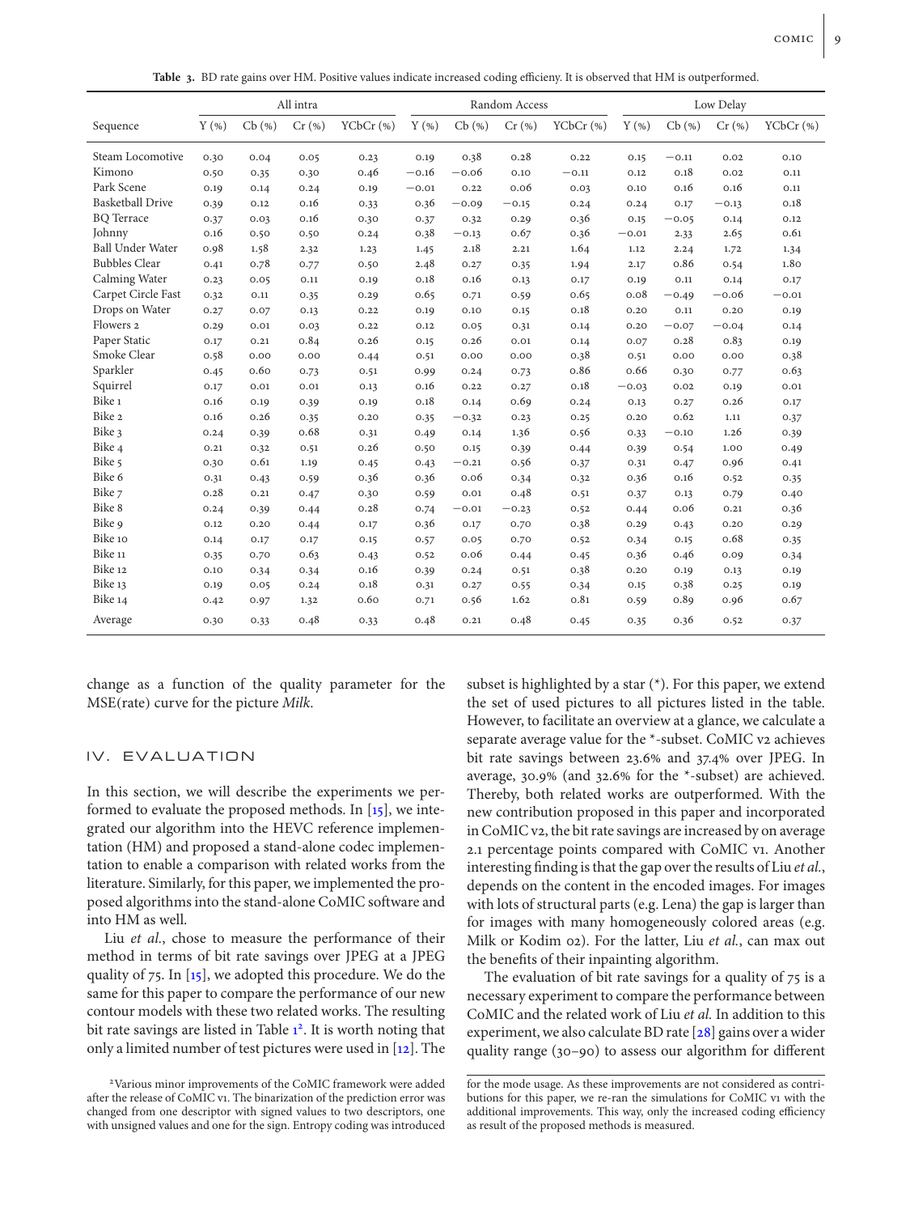**Table 3.** BD rate gains over HM. Positive values indicate increased coding efficieny. It is observed that HM is outperformed.

| Sequence | All intra | | | | Random Access | | | | Low Delay | | | |
|---|---|---|---|---|---|---|---|---|---|---|---|---|
| | Y (%) | Cb (%) | Cr (%) | YCbCr (%) | Y (%) | Cb (%) | Cr (%) | YCbCr (%) | Y (%) | Cb (%) | Cr (%) | YCbCr (%) |
| Steam Locomotive | 0.30 | 0.04 | 0.05 | 0.23 | 0.19 | 0.38 | 0.28 | 0.22 | 0.15 | −0.11 | 0.02 | 0.10 |
| Kimono | 0.50 | 0.35 | 0.30 | 0.46 | −0.16 | −0.06 | 0.10 | −0.11 | 0.12 | 0.18 | 0.02 | 0.11 |
| Park Scene | 0.19 | 0.14 | 0.24 | 0.19 | −0.01 | 0.22 | 0.06 | 0.03 | 0.10 | 0.16 | 0.16 | 0.11 |
| Basketball Drive | 0.39 | 0.12 | 0.16 | 0.33 | 0.36 | −0.09 | −0.15 | 0.24 | 0.24 | 0.17 | −0.13 | 0.18 |
| BQ Terrace | 0.37 | 0.03 | 0.16 | 0.30 | 0.37 | 0.32 | 0.29 | 0.36 | 0.15 | −0.05 | 0.14 | 0.12 |
| Johnny | 0.16 | 0.50 | 0.50 | 0.24 | 0.38 | −0.13 | 0.67 | 0.36 | −0.01 | 2.33 | 2.65 | 0.61 |
| Ball Under Water | 0.98 | 1.58 | 2.32 | 1.23 | 1.45 | 2.18 | 2.21 | 1.64 | 1.12 | 2.24 | 1.72 | 1.34 |
| Bubbles Clear | 0.41 | 0.78 | 0.77 | 0.50 | 2.48 | 0.27 | 0.35 | 1.94 | 2.17 | 0.86 | 0.54 | 1.80 |
| Calming Water | 0.23 | 0.05 | 0.11 | 0.19 | 0.18 | 0.16 | 0.13 | 0.17 | 0.19 | 0.11 | 0.14 | 0.17 |
| Carpet Circle Fast | 0.32 | 0.11 | 0.35 | 0.29 | 0.65 | 0.71 | 0.59 | 0.65 | 0.08 | −0.49 | −0.06 | −0.01 |
| Drops on Water | 0.27 | 0.07 | 0.13 | 0.22 | 0.19 | 0.10 | 0.15 | 0.18 | 0.20 | 0.11 | 0.20 | 0.19 |
| Flowers 2 | 0.29 | 0.01 | 0.03 | 0.22 | 0.12 | 0.05 | 0.31 | 0.14 | 0.20 | −0.07 | −0.04 | 0.14 |
| Paper Static | 0.17 | 0.21 | 0.84 | 0.26 | 0.15 | 0.26 | 0.01 | 0.14 | 0.07 | 0.28 | 0.83 | 0.19 |
| Smoke Clear | 0.58 | 0.00 | 0.00 | 0.44 | 0.51 | 0.00 | 0.00 | 0.38 | 0.51 | 0.00 | 0.00 | 0.38 |
| Sparkler | 0.45 | 0.60 | 0.73 | 0.51 | 0.99 | 0.24 | 0.73 | 0.86 | 0.66 | 0.30 | 0.77 | 0.63 |
| Squirrel | 0.17 | 0.01 | 0.01 | 0.13 | 0.16 | 0.22 | 0.27 | 0.18 | −0.03 | 0.02 | 0.19 | 0.01 |
| Bike 1 | 0.16 | 0.19 | 0.39 | 0.19 | 0.18 | 0.14 | 0.69 | 0.24 | 0.13 | 0.27 | 0.26 | 0.17 |
| Bike 2 | 0.16 | 0.26 | 0.35 | 0.20 | 0.35 | −0.32 | 0.23 | 0.25 | 0.20 | 0.62 | 1.11 | 0.37 |
| Bike 3 | 0.24 | 0.39 | 0.68 | 0.31 | 0.49 | 0.14 | 1.36 | 0.56 | 0.33 | −0.10 | 1.26 | 0.39 |
| Bike 4 | 0.21 | 0.32 | 0.51 | 0.26 | 0.50 | 0.15 | 0.39 | 0.44 | 0.39 | 0.54 | 1.00 | 0.49 |
| Bike 5 | 0.30 | 0.61 | 1.19 | 0.45 | 0.43 | −0.21 | 0.56 | 0.37 | 0.31 | 0.47 | 0.96 | 0.41 |
| Bike 6 | 0.31 | 0.43 | 0.59 | 0.36 | 0.36 | 0.06 | 0.34 | 0.32 | 0.36 | 0.16 | 0.52 | 0.35 |
| Bike 7 | 0.28 | 0.21 | 0.47 | 0.30 | 0.59 | 0.01 | 0.48 | 0.51 | 0.37 | 0.13 | 0.79 | 0.40 |
| Bike 8 | 0.24 | 0.39 | 0.44 | 0.28 | 0.74 | −0.01 | −0.23 | 0.52 | 0.44 | 0.06 | 0.21 | 0.36 |
| Bike 9 | 0.12 | 0.20 | 0.44 | 0.17 | 0.36 | 0.17 | 0.70 | 0.38 | 0.29 | 0.43 | 0.20 | 0.29 |
| Bike 10 | 0.14 | 0.17 | 0.17 | 0.15 | 0.57 | 0.05 | 0.70 | 0.52 | 0.34 | 0.15 | 0.68 | 0.35 |
| Bike 11 | 0.35 | 0.70 | 0.63 | 0.43 | 0.52 | 0.06 | 0.44 | 0.45 | 0.36 | 0.46 | 0.09 | 0.34 |
| Bike 12 | 0.10 | 0.34 | 0.34 | 0.16 | 0.39 | 0.24 | 0.51 | 0.38 | 0.20 | 0.19 | 0.13 | 0.19 |
| Bike 13 | 0.19 | 0.05 | 0.24 | 0.18 | 0.31 | 0.27 | 0.55 | 0.34 | 0.15 | 0.38 | 0.25 | 0.19 |
| Bike 14 | 0.42 | 0.97 | 1.32 | 0.60 | 0.71 | 0.56 | 1.62 | 0.81 | 0.59 | 0.89 | 0.96 | 0.67 |
| Average | 0.30 | 0.33 | 0.48 | 0.33 | 0.48 | 0.21 | 0.48 | 0.45 | 0.35 | 0.36 | 0.52 | 0.37 |

change as a function of the quality parameter for the MSE(rate) curve for the picture *Milk*.

## IV. EVALUATION

In this section, we will describe the experiments we performed to evaluate the proposed methods. In [15], we integrated our algorithm into the HEVC reference implementation (HM) and proposed a stand-alone codec implementation to enable a comparison with related works from the literature. Similarly, for this paper, we implemented the proposed algorithms into the stand-alone CoMIC software and into HM as well.

Liu *et al.*, chose to measure the performance of their method in terms of bit rate savings over JPEG at a JPEG quality of 75. In [15], we adopted this procedure. We do the same for this paper to compare the performance of our new contour models with these two related works. The resulting bit rate savings are listed in Table 1[2]. It is worth noting that only a limited number of test pictures were used in [12]. The subset is highlighted by a star (*). For this paper, we extend the set of used pictures to all pictures listed in the table. However, to facilitate an overview at a glance, we calculate a separate average value for the *-subset. CoMIC v2 achieves bit rate savings between 23.6% and 37.4% over JPEG. In average, 30.9% (and 32.6% for the *-subset) are achieved. Thereby, both related works are outperformed. With the new contribution proposed in this paper and incorporated in CoMIC v2, the bit rate savings are increased by on average 2.1 percentage points compared with CoMIC v1. Another interesting finding is that the gap over the results of Liu *et al.*, depends on the content in the encoded images. For images with lots of structural parts (e.g. Lena) the gap is larger than for images with many homogeneously colored areas (e.g. Milk or Kodim 02). For the latter, Liu *et al.*, can max out the benefits of their inpainting algorithm.

The evaluation of bit rate savings for a quality of 75 is a necessary experiment to compare the performance between CoMIC and the related work of Liu *et al.* In addition to this experiment, we also calculate BD rate [28] gains over a wider quality range (30–90) to assess our algorithm for different

[2] Various minor improvements of the CoMIC framework were added after the release of CoMIC v1. The binarization of the prediction error was changed from one descriptor with signed values to two descriptors, one with unsigned values and one for the sign. Entropy coding was introduced for the mode usage. As these improvements are not considered as contributions for this paper, we re-ran the simulations for CoMIC v1 with the additional improvements. This way, only the increased coding efficiency as result of the proposed methods is measured.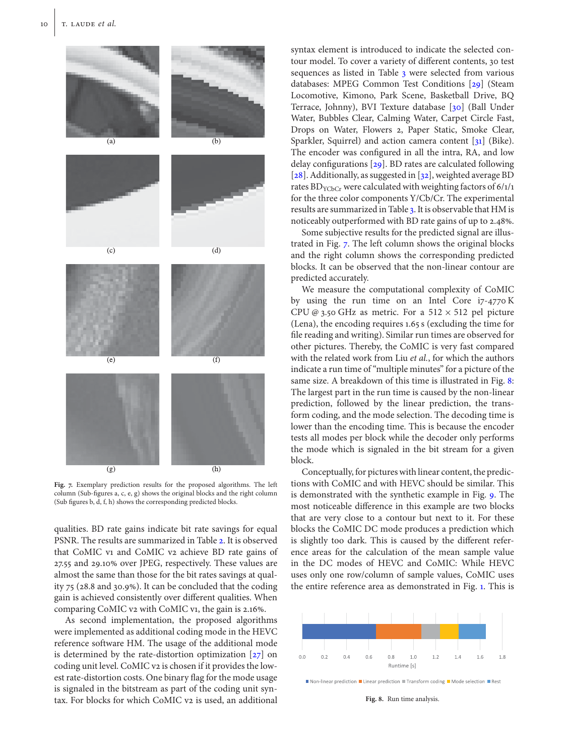(a) (b)

(c) (d)

(e) (f)

(g) (h)

**Fig. 7.** Exemplary prediction results for the proposed algorithms. The left column (Sub-figures a, c, e, g) shows the original blocks and the right column (Sub figures b, d, f, h) shows the corresponding predicted blocks.

qualities. BD rate gains indicate bit rate savings for equal PSNR. The results are summarized in Table 2. It is observed that CoMIC v1 and CoMIC v2 achieve BD rate gains of 27.55 and 29.10% over JPEG, respectively. These values are almost the same than those for the bit rates savings at quality 75 (28.8 and 30.9%). It can be concluded that the coding gain is achieved consistently over different qualities. When comparing CoMIC v2 with CoMIC v1, the gain is 2.16%.

As second implementation, the proposed algorithms were implemented as additional coding mode in the HEVC reference software HM. The usage of the additional mode is determined by the rate-distortion optimization [27] on coding unit level. CoMIC v2 is chosen if it provides the lowest rate-distortion costs. One binary flag for the mode usage is signaled in the bitstream as part of the coding unit syntax. For blocks for which CoMIC v2 is used, an additional syntax element is introduced to indicate the selected contour model. To cover a variety of different contents, 30 test sequences as listed in Table 3 were selected from various databases: MPEG Common Test Conditions [29] (Steam Locomotive, Kimono, Park Scene, Basketball Drive, BQ Terrace, Johnny), BVI Texture database [30] (Ball Under Water, Bubbles Clear, Calming Water, Carpet Circle Fast, Drops on Water, Flowers 2, Paper Static, Smoke Clear, Sparkler, Squirrel) and action camera content [31] (Bike). The encoder was configured in all the intra, RA, and low delay configurations [29]. BD rates are calculated following [28]. Additionally, as suggested in [32], weighted average BD rates $BD_{YCbCr}$ were calculated with weighting factors of 6/1/1 for the three color components Y/Cb/Cr. The experimental results are summarized in Table 3. It is observable that HM is noticeably outperformed with BD rate gains of up to 2.48%.

Some subjective results for the predicted signal are illustrated in Fig. 7. The left column shows the original blocks and the right column shows the corresponding predicted blocks. It can be observed that the non-linear contour are predicted accurately.

We measure the computational complexity of CoMIC by using the run time on an Intel Core i7-4770 K CPU @ 3.50 GHz as metric. For a 512 × 512 pel picture (Lena), the encoding requires 1.65 s (excluding the time for file reading and writing). Similar run times are observed for other pictures. Thereby, the CoMIC is very fast compared with the related work from Liu *et al.*, for which the authors indicate a run time of "multiple minutes" for a picture of the same size. A breakdown of this time is illustrated in Fig. 8: The largest part in the run time is caused by the non-linear prediction, followed by the linear prediction, the transform coding, and the mode selection. The decoding time is lower than the encoding time. This is because the encoder tests all modes per block while the decoder only performs the mode which is signaled in the bit stream for a given block.

Conceptually, for pictures with linear content, the predictions with CoMIC and with HEVC should be similar. This is demonstrated with the synthetic example in Fig. 9. The most noticeable difference in this example are two blocks that are very close to a contour but next to it. For these blocks the CoMIC DC mode produces a prediction which is slightly too dark. This is caused by the different reference areas for the calculation of the mean sample value in the DC modes of HEVC and CoMIC: While HEVC uses only one row/column of sample values, CoMIC uses the entire reference area as demonstrated in Fig. 1. This is

0.0 0.2 0.4 0.6 0.8 1.0 1.2 1.4 1.6 1.8
Runtime [s]

Non-linear prediction, Linear prediction, Transform coding, Mode selection, Rest

**Fig. 8.** Run time analysis.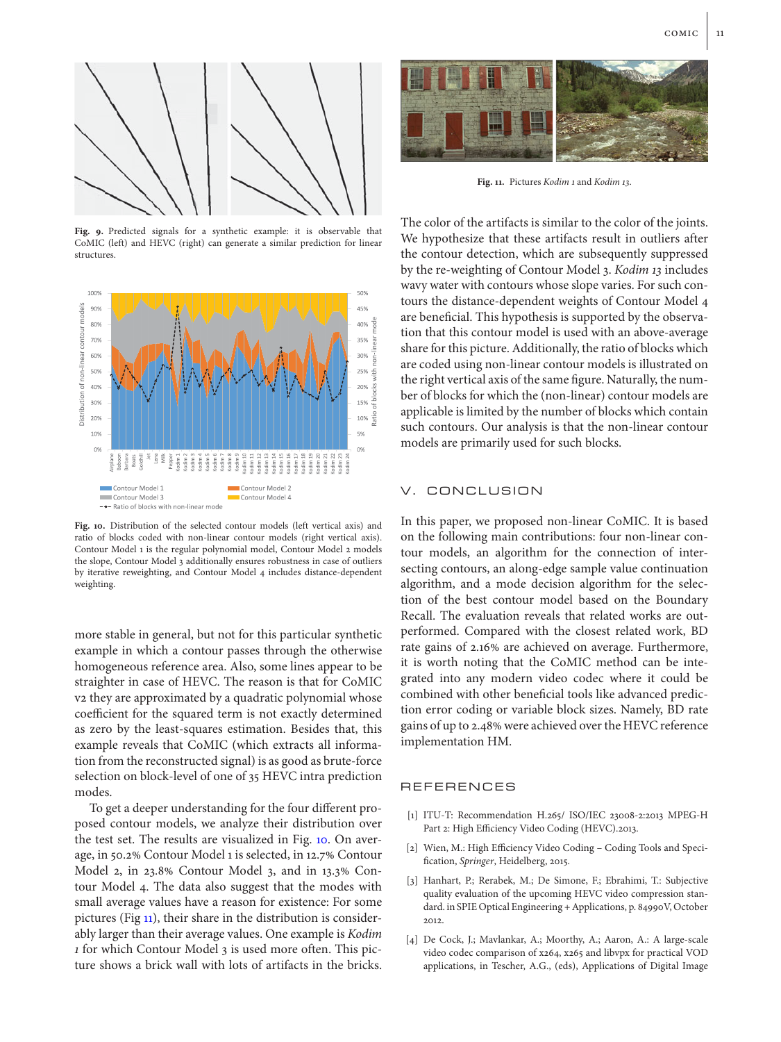Fig. 9. Predicted signals for a synthetic example: it is observable that CoMIC (left) and HEVC (right) can generate a similar prediction for linear structures.

Fig. 10. Distribution of the selected contour models (left vertical axis) and ratio of blocks coded with non-linear contour models (right vertical axis). Contour Model 1 is the regular polynomial model, Contour Model 2 models the slope, Contour Model 3 additionally ensures robustness in case of outliers by iterative reweighting, and Contour Model 4 includes distance-dependent weighting.

more stable in general, but not for this particular synthetic example in which a contour passes through the otherwise homogeneous reference area. Also, some lines appear to be straighter in case of HEVC. The reason is that for CoMIC v2 they are approximated by a quadratic polynomial whose coefficient for the squared term is not exactly determined as zero by the least-squares estimation. Besides that, this example reveals that CoMIC (which extracts all information from the reconstructed signal) is as good as brute-force selection on block-level of one of 35 HEVC intra prediction modes.

To get a deeper understanding for the four different proposed contour models, we analyze their distribution over the test set. The results are visualized in Fig. 10. On average, in 50.2% Contour Model 1 is selected, in 12.7% Contour Model 2, in 23.8% Contour Model 3, and in 13.3% Contour Model 4. The data also suggest that the modes with small average values have a reason for existence: For some pictures (Fig 11), their share in the distribution is considerably larger than their average values. One example is *Kodim 1* for which Contour Model 3 is used more often. This picture shows a brick wall with lots of artifacts in the bricks.

Fig. 11. Pictures *Kodim 1* and *Kodim 13*.

The color of the artifacts is similar to the color of the joints. We hypothesize that these artifacts result in outliers after the contour detection, which are subsequently suppressed by the re-weighting of Contour Model 3. *Kodim 13* includes wavy water with contours whose slope varies. For such contours the distance-dependent weights of Contour Model 4 are beneficial. This hypothesis is supported by the observation that this contour model is used with an above-average share for this picture. Additionally, the ratio of blocks which are coded using non-linear contour models is illustrated on the right vertical axis of the same figure. Naturally, the number of blocks for which the (non-linear) contour models are applicable is limited by the number of blocks which contain such contours. Our analysis is that the non-linear contour models are primarily used for such blocks.

## V. Conclusion

In this paper, we proposed non-linear CoMIC. It is based on the following main contributions: four non-linear contour models, an algorithm for the connection of intersecting contours, an along-edge sample value continuation algorithm, and a mode decision algorithm for the selection of the best contour model based on the Boundary Recall. The evaluation reveals that related works are outperformed. Compared with the closest related work, BD rate gains of 2.16% are achieved on average. Furthermore, it is worth noting that the CoMIC method can be integrated into any modern video codec where it could be combined with other beneficial tools like advanced prediction error coding or variable block sizes. Namely, BD rate gains of up to 2.48% were achieved over the HEVC reference implementation HM.

## References

[1] ITU-T: Recommendation H.265/ ISO/IEC 23008-2:2013 MPEG-H Part 2: High Efficiency Video Coding (HEVC).2013.

[2] Wien, M.: High Efficiency Video Coding – Coding Tools and Specification, *Springer*, Heidelberg, 2015.

[3] Hanhart, P.; Rerabek, M.; De Simone, F.; Ebrahimi, T.: Subjective quality evaluation of the upcoming HEVC video compression standard. in SPIE Optical Engineering + Applications, p. 84990V, October 2012.

[4] De Cock, J.; Mavlankar, A.; Moorthy, A.; Aaron, A.: A large-scale video codec comparison of x264, x265 and libvpx for practical VOD applications, in Tescher, A.G., (eds), Applications of Digital Image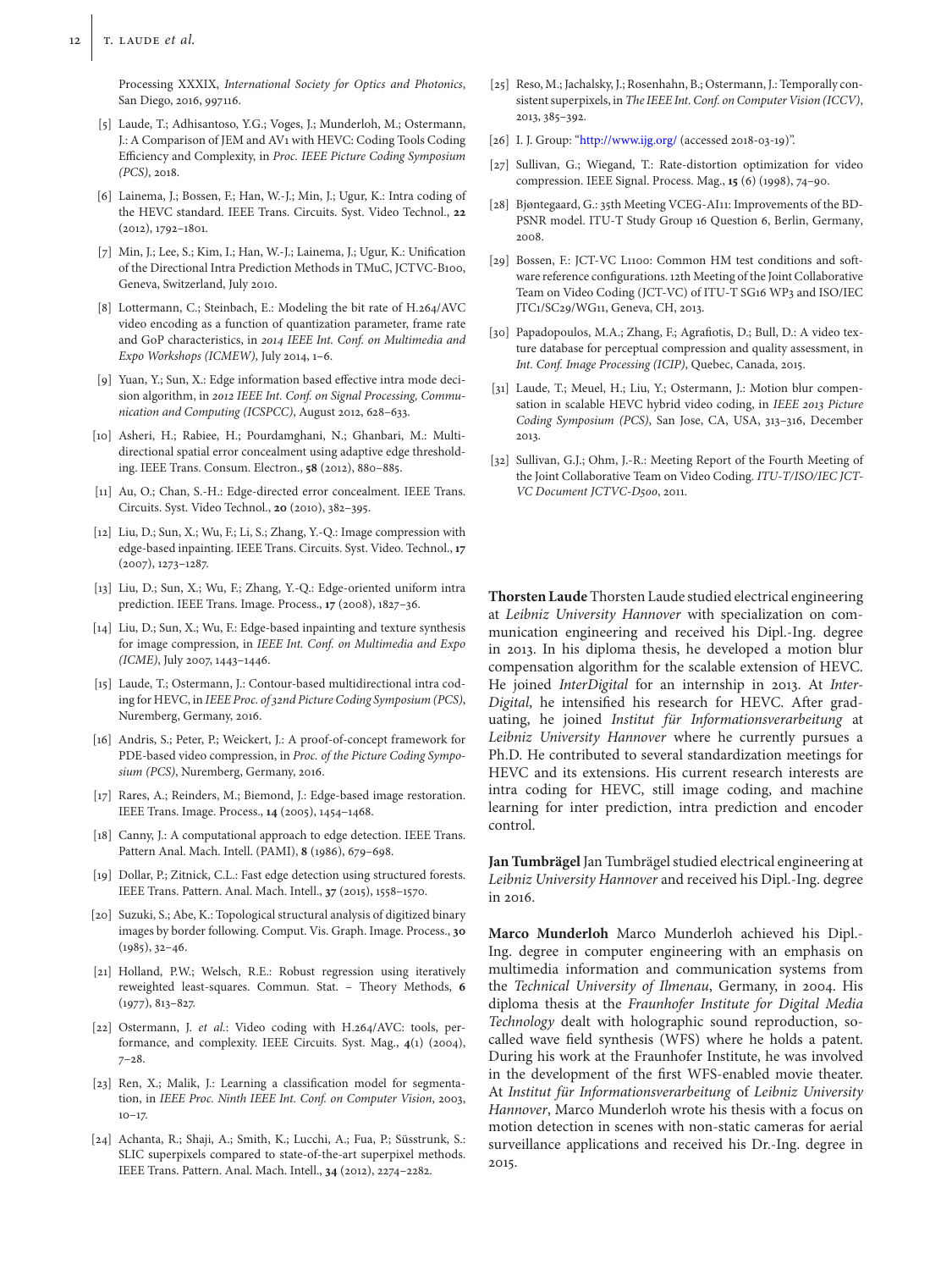Processing XXXIX, *International Society for Optics and Photonics*, San Diego, 2016, 997116.

[5] Laude, T.; Adhisantoso, Y.G.; Voges, J.; Munderloh, M.; Ostermann, J.: A Comparison of JEM and AV1 with HEVC: Coding Tools Coding Efficiency and Complexity, in *Proc. IEEE Picture Coding Symposium (PCS)*, 2018.

[6] Lainema, J.; Bossen, F.; Han, W.-J.; Min, J.; Ugur, K.: Intra coding of the HEVC standard. IEEE Trans. Circuits. Syst. Video Technol., **22** (2012), 1792–1801.

[7] Min, J.; Lee, S.; Kim, I.; Han, W.-J.; Lainema, J.; Ugur, K.: Unification of the Directional Intra Prediction Methods in TMuC, JCTVC-B100, Geneva, Switzerland, July 2010.

[8] Lottermann, C.; Steinbach, E.: Modeling the bit rate of H.264/AVC video encoding as a function of quantization parameter, frame rate and GoP characteristics, in *2014 IEEE Int. Conf. on Multimedia and Expo Workshops (ICMEW)*, July 2014, 1–6.

[9] Yuan, Y.; Sun, X.: Edge information based effective intra mode decision algorithm, in *2012 IEEE Int. Conf. on Signal Processing, Communication and Computing (ICSPCC)*, August 2012, 628–633.

[10] Asheri, H.; Rabiee, H.; Pourdamghani, N.; Ghanbari, M.: Multi-directional spatial error concealment using adaptive edge thresholding. IEEE Trans. Consum. Electron., **58** (2012), 880–885.

[11] Au, O.; Chan, S.-H.: Edge-directed error concealment. IEEE Trans. Circuits. Syst. Video Technol., **20** (2010), 382–395.

[12] Liu, D.; Sun, X.; Wu, F.; Li, S.; Zhang, Y.-Q.: Image compression with edge-based inpainting. IEEE Trans. Circuits. Syst. Video. Technol., **17** (2007), 1273–1287.

[13] Liu, D.; Sun, X.; Wu, F.; Zhang, Y.-Q.: Edge-oriented uniform intra prediction. IEEE Trans. Image. Process., **17** (2008), 1827–36.

[14] Liu, D.; Sun, X.; Wu, F.: Edge-based inpainting and texture synthesis for image compression, in *IEEE Int. Conf. on Multimedia and Expo (ICME)*, July 2007, 1443–1446.

[15] Laude, T.; Ostermann, J.: Contour-based multidirectional intra coding for HEVC, in *IEEE Proc. of 32nd Picture Coding Symposium (PCS)*, Nuremberg, Germany, 2016.

[16] Andris, S.; Peter, P.; Weickert, J.: A proof-of-concept framework for PDE-based video compression, in *Proc. of the Picture Coding Symposium (PCS)*, Nuremberg, Germany, 2016.

[17] Rares, A.; Reinders, M.; Biemond, J.: Edge-based image restoration. IEEE Trans. Image. Process., **14** (2005), 1454–1468.

[18] Canny, J.: A computational approach to edge detection. IEEE Trans. Pattern Anal. Mach. Intell. (PAMI), **8** (1986), 679–698.

[19] Dollar, P.; Zitnick, C.L.: Fast edge detection using structured forests. IEEE Trans. Pattern Anal. Mach. Intell., **37** (2015), 1558–1570.

[20] Suzuki, S.; Abe, K.: Topological structural analysis of digitized binary images by border following. Comput. Vis. Graph. Image. Process., **30** (1985), 32–46.

[21] Holland, P.W.; Welsch, R.E.: Robust regression using iteratively reweighted least-squares. Commun. Stat. – Theory Methods, **6** (1977), 813–827.

[22] Ostermann, J. *et al.*: Video coding with H.264/AVC: tools, performance, and complexity. IEEE Circuits. Syst. Mag., **4**(1) (2004), 7–28.

[23] Ren, X.; Malik, J.: Learning a classification model for segmentation, in *IEEE Proc. Ninth IEEE Int. Conf. on Computer Vision*, 2003, 10–17.

[24] Achanta, R.; Shaji, A.; Smith, K.; Lucchi, A.; Fua, P.; Süsstrunk, S.: SLIC superpixels compared to state-of-the-art superpixel methods. IEEE Trans. Pattern. Anal. Mach. Intell., **34** (2012), 2274–2282.

[25] Reso, M.; Jachalsky, J.; Rosenhahn, B.; Ostermann, J.: Temporally consistent superpixels, in *The IEEE Int. Conf. on Computer Vision (ICCV)*, 2013, 385–392.

[26] I. J. Group: "http://www.ijg.org/ (accessed 2018-03-19)".

[27] Sullivan, G.; Wiegand, T.: Rate-distortion optimization for video compression. IEEE Signal. Process. Mag., **15** (6) (1998), 74–90.

[28] Bjøntegaard, G.: 35th Meeting VCEG-AI11: Improvements of the BD-PSNR model. ITU-T Study Group 16 Question 6, Berlin, Germany, 2008.

[29] Bossen, F.: JCT-VC L1100: Common HM test conditions and software reference configurations. 12th Meeting of the Joint Collaborative Team on Video Coding (JCT-VC) of ITU-T SG16 WP3 and ISO/IEC JTC1/SC29/WG11, Geneva, CH, 2013.

[30] Papadopoulos, M.A.; Zhang, F.; Agrafiotis, D.; Bull, D.: A video texture database for perceptual compression and quality assessment, in *Int. Conf. Image Processing (ICIP)*, Quebec, Canada, 2015.

[31] Laude, T.; Meuel, H.; Liu, Y.; Ostermann, J.: Motion blur compensation in scalable HEVC hybrid video coding, in *IEEE 2013 Picture Coding Symposium (PCS)*, San Jose, CA, USA, 313–316, December 2013.

[32] Sullivan, G.J.; Ohm, J.-R.: Meeting Report of the Fourth Meeting of the Joint Collaborative Team on Video Coding. *ITU-T/ISO/IEC JCT-VC Document JCTVC-D500*, 2011.

**Thorsten Laude** Thorsten Laude studied electrical engineering at *Leibniz University Hannover* with specialization on communication engineering and received his Dipl.-Ing. degree in 2013. In his diploma thesis, he developed a motion blur compensation algorithm for the scalable extension of HEVC. He joined *InterDigital* for an internship in 2013. At *InterDigital*, he intensified his research for HEVC. After graduating, he joined *Institut für Informationsverarbeitung* at *Leibniz University Hannover* where he currently pursues a Ph.D. He contributed to several standardization meetings for HEVC and its extensions. His current research interests are intra coding for HEVC, still image coding, and machine learning for inter prediction, intra prediction and encoder control.

**Jan Tumbrägel** Jan Tumbrägel studied electrical engineering at *Leibniz University Hannover* and received his Dipl.-Ing. degree in 2016.

**Marco Munderloh** Marco Munderloh achieved his Dipl.-Ing. degree in computer engineering with an emphasis on multimedia information and communication systems from the *Technical University of Ilmenau*, Germany, in 2004. His diploma thesis at the *Fraunhofer Institute for Digital Media Technology* dealt with holographic sound reproduction, so-called wave field synthesis (WFS) where he holds a patent. During his work at the Fraunhofer Institute, he was involved in the development of the first WFS-enabled movie theater. At *Institut für Informationsverarbeitung* of *Leibniz University Hannover*, Marco Munderloh wrote his thesis with a focus on motion detection in scenes with non-static cameras for aerial surveillance applications and received his Dr.-Ing. degree in 2015.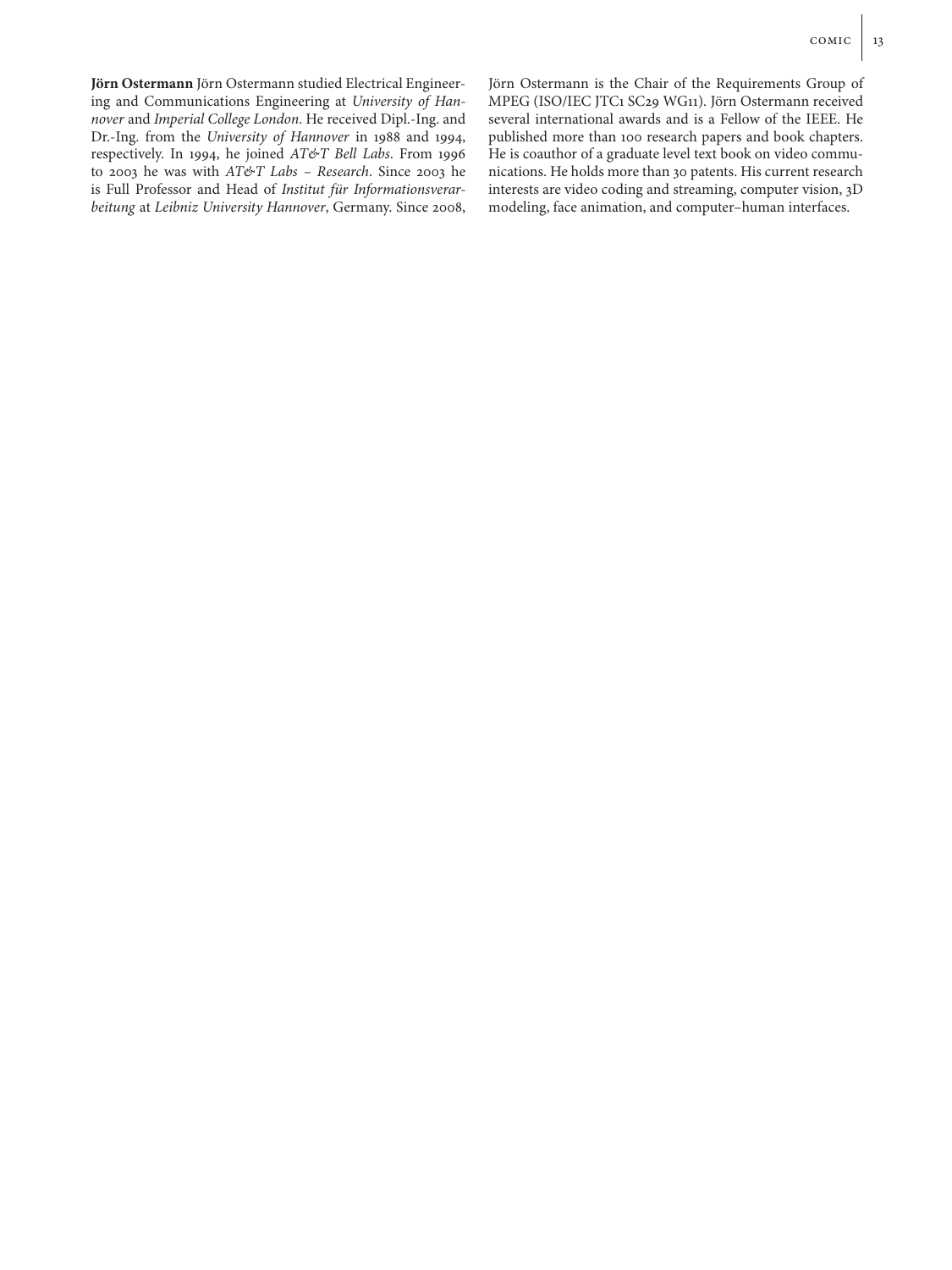**Jörn Ostermann** Jörn Ostermann studied Electrical Engineering and Communications Engineering at *University of Hannover* and *Imperial College London*. He received Dipl.-Ing. and Dr.-Ing. from the *University of Hannover* in 1988 and 1994, respectively. In 1994, he joined *AT&T Bell Labs*. From 1996 to 2003 he was with *AT&T Labs – Research*. Since 2003 he is Full Professor and Head of *Institut für Informationsverarbeitung* at *Leibniz University Hannover*, Germany. Since 2008, Jörn Ostermann is the Chair of the Requirements Group of MPEG (ISO/IEC JTC1 SC29 WG11). Jörn Ostermann received several international awards and is a Fellow of the IEEE. He published more than 100 research papers and book chapters. He is coauthor of a graduate level text book on video communications. He holds more than 30 patents. His current research interests are video coding and streaming, computer vision, 3D modeling, face animation, and computer–human interfaces.